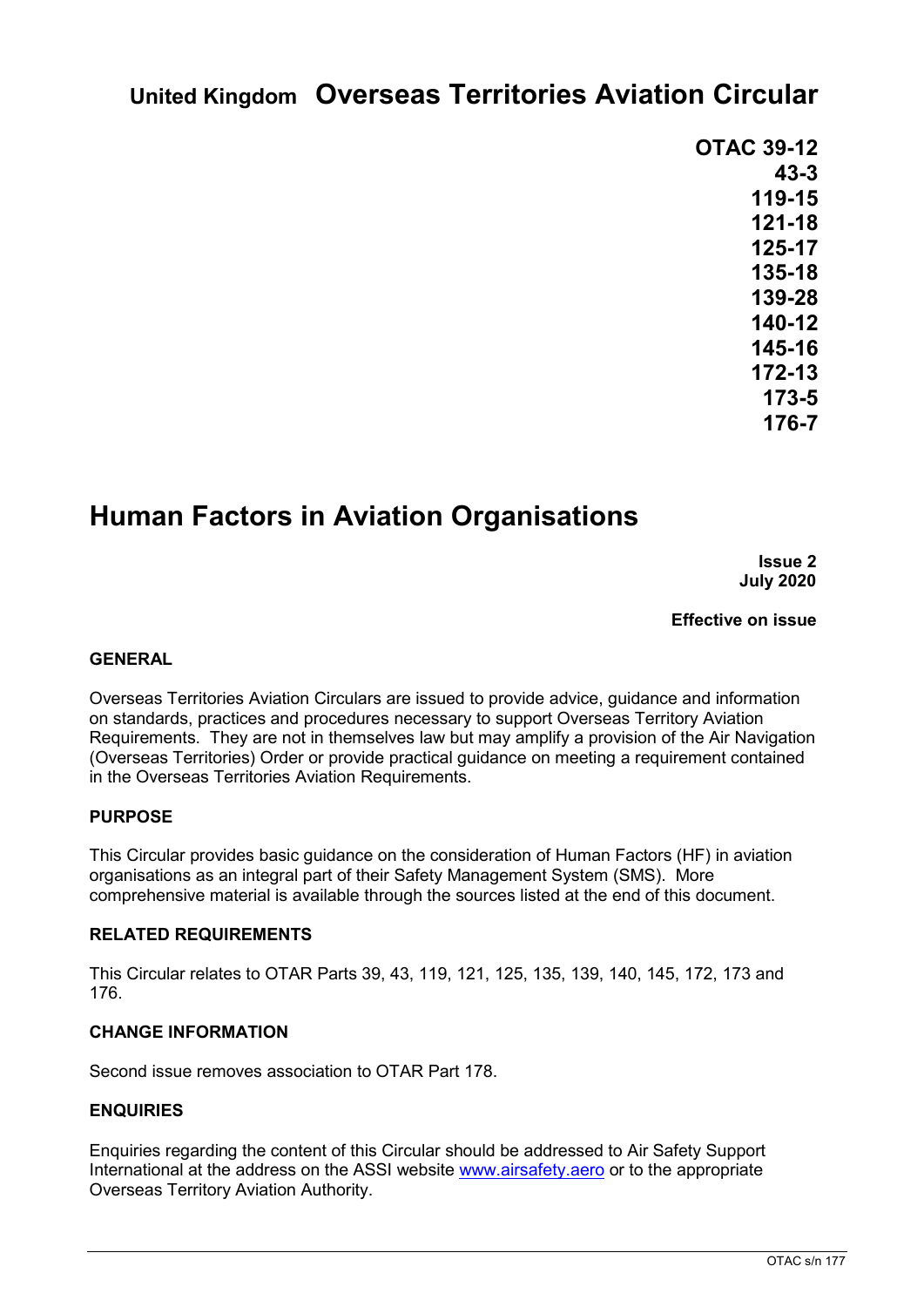**United Kingdom** **Overseas Territories Aviation Circular**

**OTAC 39-12**
**43-3**
**119-15**
**121-18**
**125-17**
**135-18**
**139-28**
**140-12**
**145-16**
**172-13**
**173-5**
**176-7**

# Human Factors in Aviation Organisations

**Issue 2**
**July 2020**

**Effective on issue**

## GENERAL

Overseas Territories Aviation Circulars are issued to provide advice, guidance and information on standards, practices and procedures necessary to support Overseas Territory Aviation Requirements. They are not in themselves law but may amplify a provision of the Air Navigation (Overseas Territories) Order or provide practical guidance on meeting a requirement contained in the Overseas Territories Aviation Requirements.

## PURPOSE

This Circular provides basic guidance on the consideration of Human Factors (HF) in aviation organisations as an integral part of their Safety Management System (SMS). More comprehensive material is available through the sources listed at the end of this document.

## RELATED REQUIREMENTS

This Circular relates to OTAR Parts 39, 43, 119, 121, 125, 135, 139, 140, 145, 172, 173 and 176.

## CHANGE INFORMATION

Second issue removes association to OTAR Part 178.

## ENQUIRIES

Enquiries regarding the content of this Circular should be addressed to Air Safety Support International at the address on the ASSI website www.airsafety.aero or to the appropriate Overseas Territory Aviation Authority.

OTAC s/n 177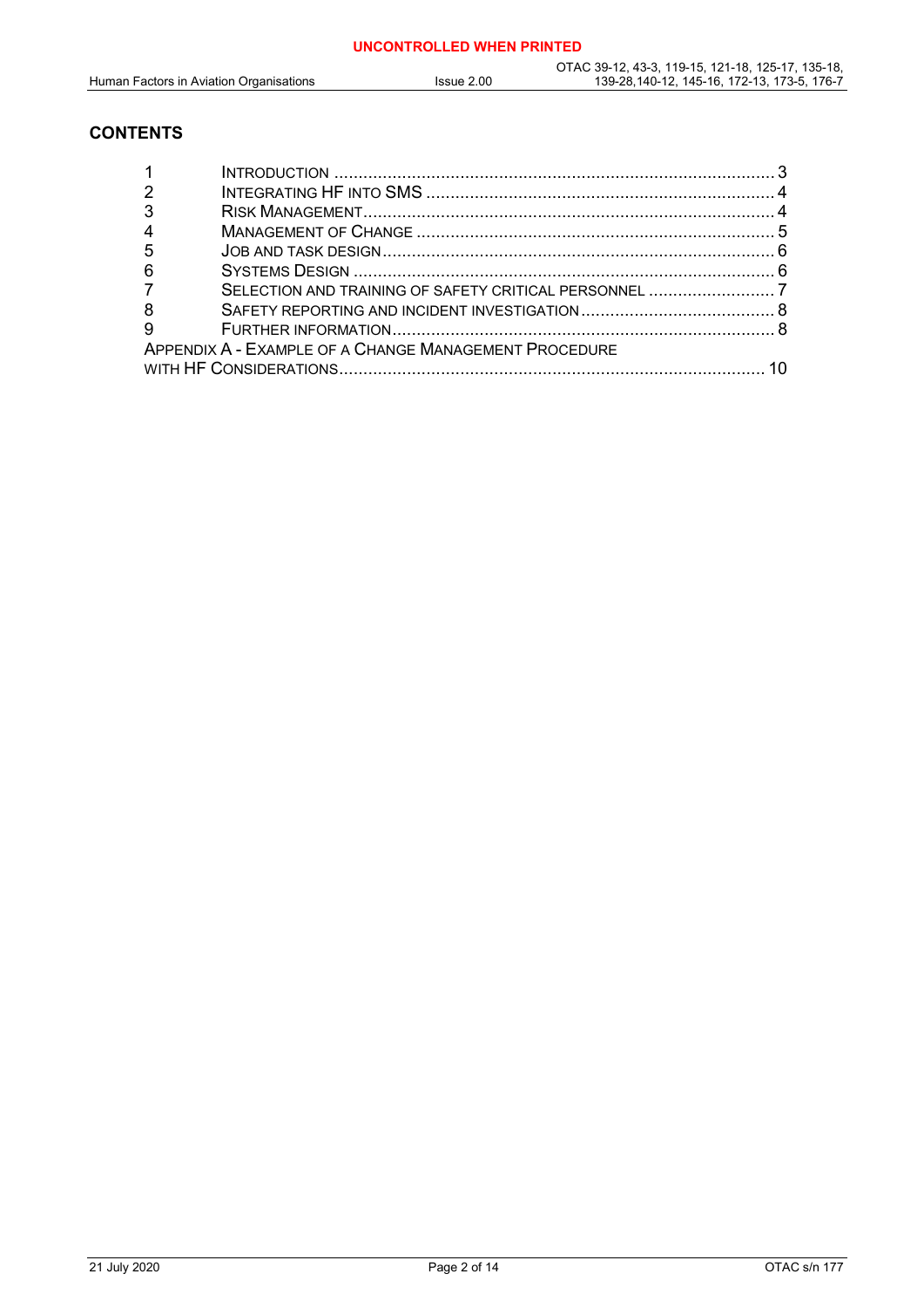## CONTENTS

| | | |
|---|---|---|
| 1 | Introduction | 3 |
| 2 | Integrating HF into SMS | 4 |
| 3 | Risk Management | 4 |
| 4 | Management of Change | 5 |
| 5 | Job and task design | 6 |
| 6 | Systems Design | 6 |
| 7 | Selection and training of safety critical personnel | 7 |
| 8 | Safety reporting and incident investigation | 8 |
| 9 | Further information | 8 |
| | Appendix A - Example of a Change Management Procedure with HF Considerations | 10 |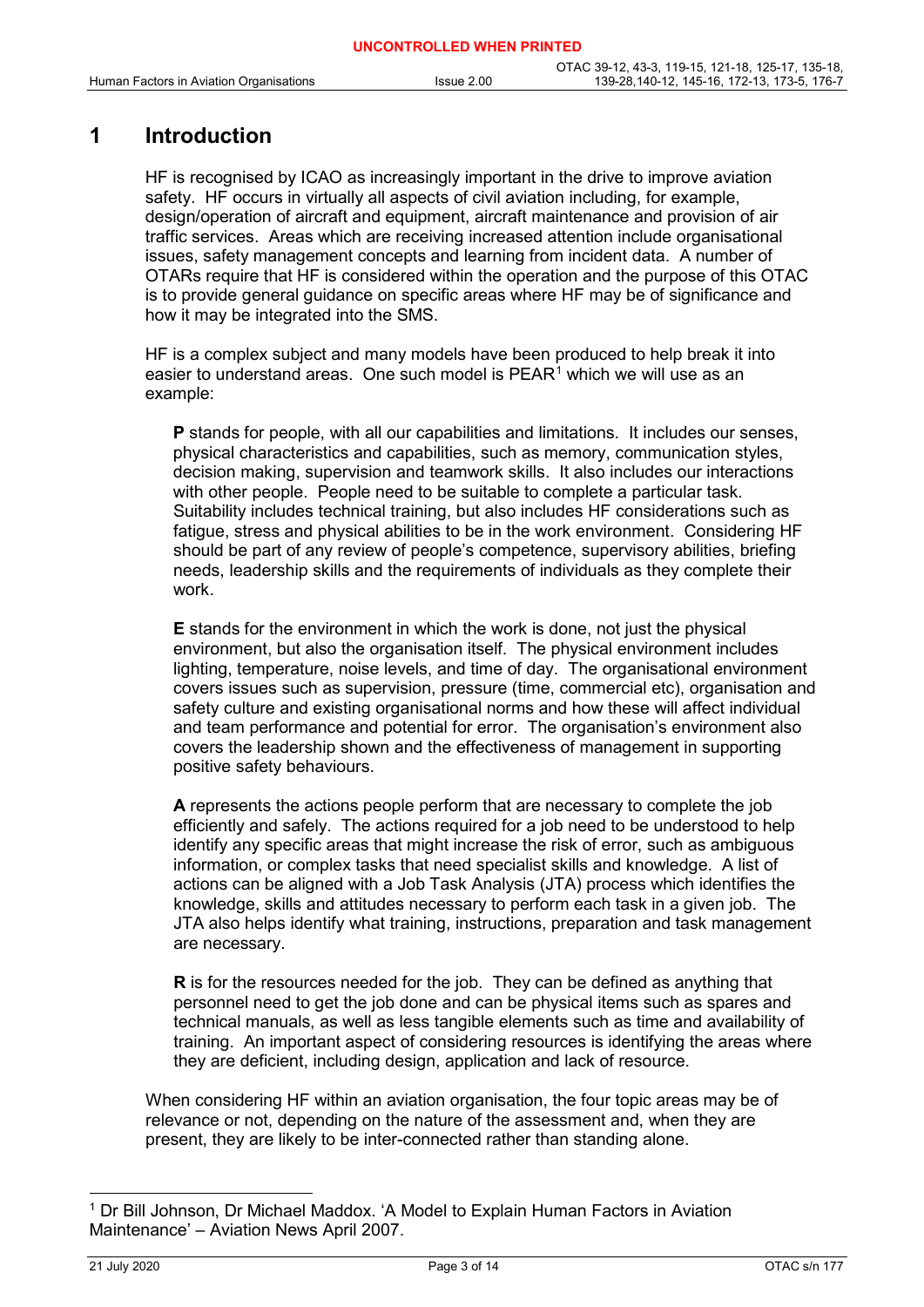# 1 Introduction

HF is recognised by ICAO as increasingly important in the drive to improve aviation safety. HF occurs in virtually all aspects of civil aviation including, for example, design/operation of aircraft and equipment, aircraft maintenance and provision of air traffic services. Areas which are receiving increased attention include organisational issues, safety management concepts and learning from incident data. A number of OTARs require that HF is considered within the operation and the purpose of this OTAC is to provide general guidance on specific areas where HF may be of significance and how it may be integrated into the SMS.

HF is a complex subject and many models have been produced to help break it into easier to understand areas. One such model is PEAR[1] which we will use as an example:

> **P** stands for people, with all our capabilities and limitations. It includes our senses, physical characteristics and capabilities, such as memory, communication styles, decision making, supervision and teamwork skills. It also includes our interactions with other people. People need to be suitable to complete a particular task. Suitability includes technical training, but also includes HF considerations such as fatigue, stress and physical abilities to be in the work environment. Considering HF should be part of any review of people's competence, supervisory abilities, briefing needs, leadership skills and the requirements of individuals as they complete their work.
>
> **E** stands for the environment in which the work is done, not just the physical environment, but also the organisation itself. The physical environment includes lighting, temperature, noise levels, and time of day. The organisational environment covers issues such as supervision, pressure (time, commercial etc), organisation and safety culture and existing organisational norms and how these will affect individual and team performance and potential for error. The organisation's environment also covers the leadership shown and the effectiveness of management in supporting positive safety behaviours.
>
> **A** represents the actions people perform that are necessary to complete the job efficiently and safely. The actions required for a job need to be understood to help identify any specific areas that might increase the risk of error, such as ambiguous information, or complex tasks that need specialist skills and knowledge. A list of actions can be aligned with a Job Task Analysis (JTA) process which identifies the knowledge, skills and attitudes necessary to perform each task in a given job. The JTA also helps identify what training, instructions, preparation and task management are necessary.
>
> **R** is for the resources needed for the job. They can be defined as anything that personnel need to get the job done and can be physical items such as spares and technical manuals, as well as less tangible elements such as time and availability of training. An important aspect of considering resources is identifying the areas where they are deficient, including design, application and lack of resource.

When considering HF within an aviation organisation, the four topic areas may be of relevance or not, depending on the nature of the assessment and, when they are present, they are likely to be inter-connected rather than standing alone.

[1] Dr Bill Johnson, Dr Michael Maddox. 'A Model to Explain Human Factors in Aviation Maintenance' – Aviation News April 2007.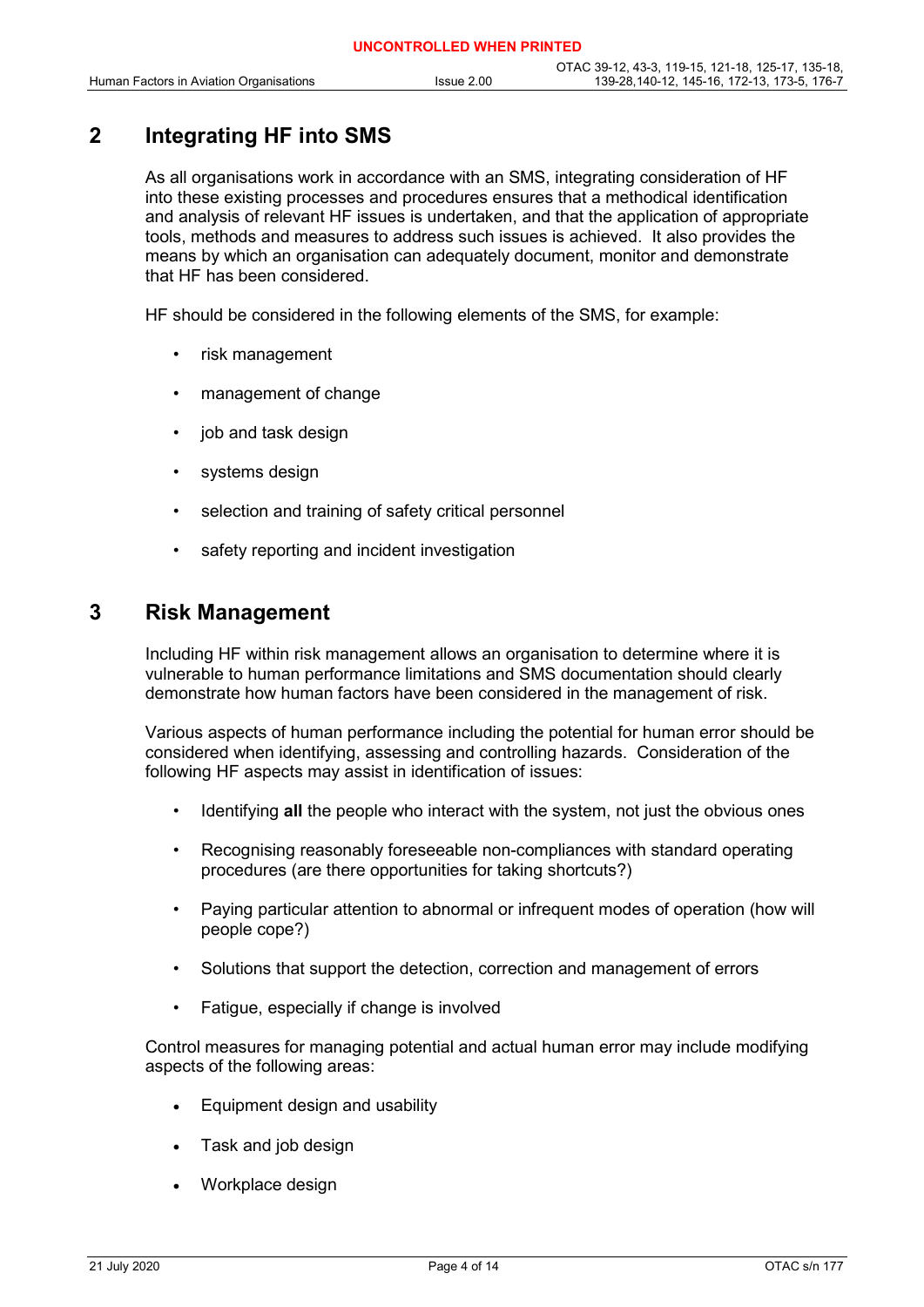## 2 Integrating HF into SMS

As all organisations work in accordance with an SMS, integrating consideration of HF into these existing processes and procedures ensures that a methodical identification and analysis of relevant HF issues is undertaken, and that the application of appropriate tools, methods and measures to address such issues is achieved. It also provides the means by which an organisation can adequately document, monitor and demonstrate that HF has been considered.

HF should be considered in the following elements of the SMS, for example:

- risk management
- management of change
- job and task design
- systems design
- selection and training of safety critical personnel
- safety reporting and incident investigation

## 3 Risk Management

Including HF within risk management allows an organisation to determine where it is vulnerable to human performance limitations and SMS documentation should clearly demonstrate how human factors have been considered in the management of risk.

Various aspects of human performance including the potential for human error should be considered when identifying, assessing and controlling hazards. Consideration of the following HF aspects may assist in identification of issues:

- Identifying **all** the people who interact with the system, not just the obvious ones
- Recognising reasonably foreseeable non-compliances with standard operating procedures (are there opportunities for taking shortcuts?)
- Paying particular attention to abnormal or infrequent modes of operation (how will people cope?)
- Solutions that support the detection, correction and management of errors
- Fatigue, especially if change is involved

Control measures for managing potential and actual human error may include modifying aspects of the following areas:

- Equipment design and usability
- Task and job design
- Workplace design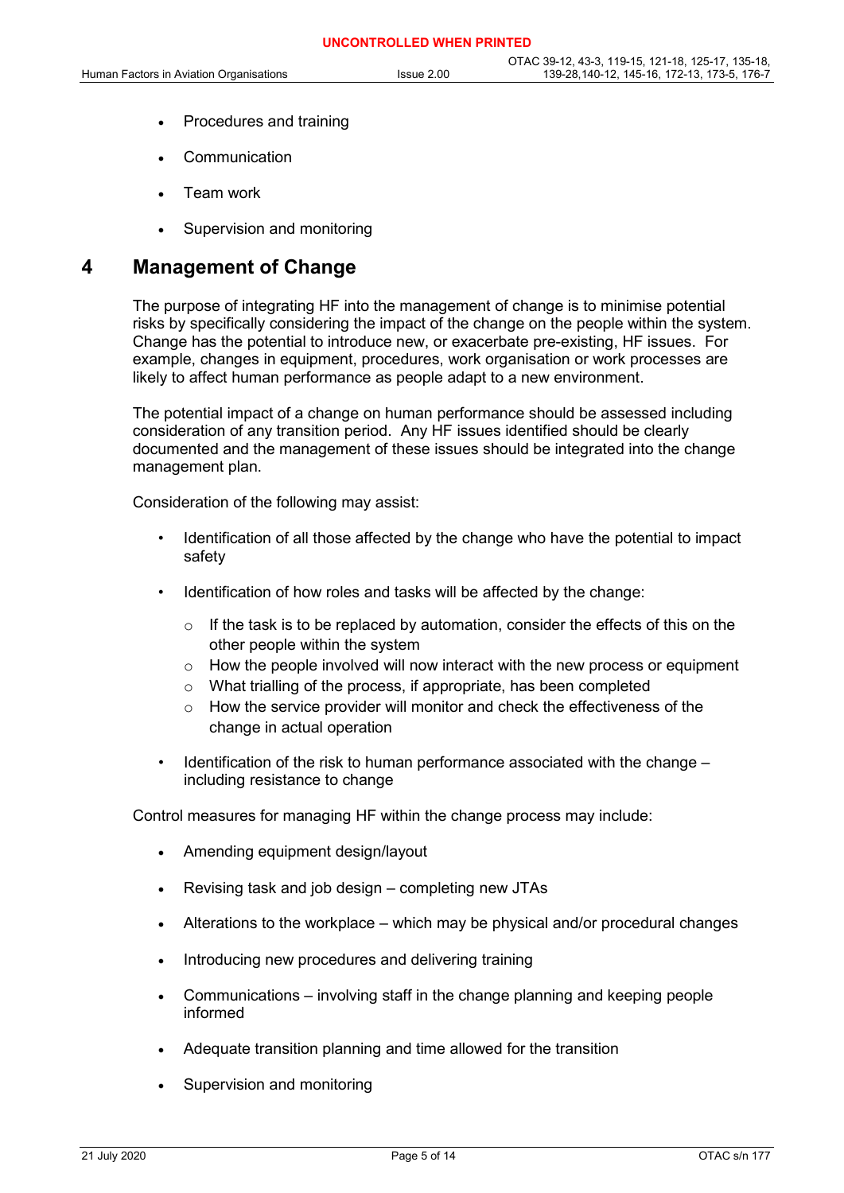- Procedures and training
- Communication
- Team work
- Supervision and monitoring

# 4 Management of Change

The purpose of integrating HF into the management of change is to minimise potential risks by specifically considering the impact of the change on the people within the system. Change has the potential to introduce new, or exacerbate pre-existing, HF issues. For example, changes in equipment, procedures, work organisation or work processes are likely to affect human performance as people adapt to a new environment.

The potential impact of a change on human performance should be assessed including consideration of any transition period. Any HF issues identified should be clearly documented and the management of these issues should be integrated into the change management plan.

Consideration of the following may assist:

- Identification of all those affected by the change who have the potential to impact safety
- Identification of how roles and tasks will be affected by the change:
  - If the task is to be replaced by automation, consider the effects of this on the other people within the system
  - How the people involved will now interact with the new process or equipment
  - What trialling of the process, if appropriate, has been completed
  - How the service provider will monitor and check the effectiveness of the change in actual operation
- Identification of the risk to human performance associated with the change – including resistance to change

Control measures for managing HF within the change process may include:

- Amending equipment design/layout
- Revising task and job design – completing new JTAs
- Alterations to the workplace – which may be physical and/or procedural changes
- Introducing new procedures and delivering training
- Communications – involving staff in the change planning and keeping people informed
- Adequate transition planning and time allowed for the transition
- Supervision and monitoring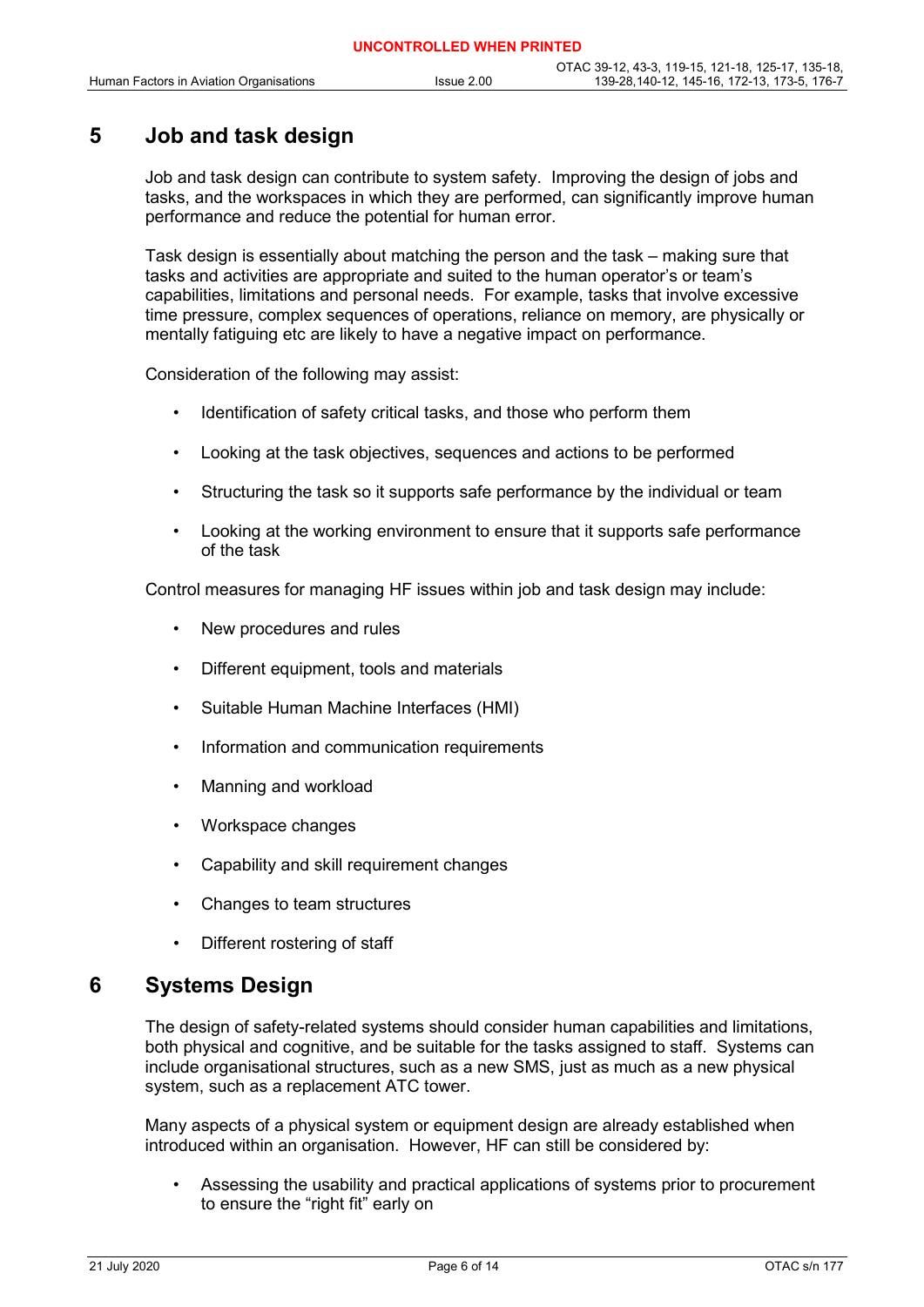# 5 Job and task design

Job and task design can contribute to system safety. Improving the design of jobs and tasks, and the workspaces in which they are performed, can significantly improve human performance and reduce the potential for human error.

Task design is essentially about matching the person and the task – making sure that tasks and activities are appropriate and suited to the human operator's or team's capabilities, limitations and personal needs. For example, tasks that involve excessive time pressure, complex sequences of operations, reliance on memory, are physically or mentally fatiguing etc are likely to have a negative impact on performance.

Consideration of the following may assist:

- Identification of safety critical tasks, and those who perform them
- Looking at the task objectives, sequences and actions to be performed
- Structuring the task so it supports safe performance by the individual or team
- Looking at the working environment to ensure that it supports safe performance of the task

Control measures for managing HF issues within job and task design may include:

- New procedures and rules
- Different equipment, tools and materials
- Suitable Human Machine Interfaces (HMI)
- Information and communication requirements
- Manning and workload
- Workspace changes
- Capability and skill requirement changes
- Changes to team structures
- Different rostering of staff

# 6 Systems Design

The design of safety-related systems should consider human capabilities and limitations, both physical and cognitive, and be suitable for the tasks assigned to staff. Systems can include organisational structures, such as a new SMS, just as much as a new physical system, such as a replacement ATC tower.

Many aspects of a physical system or equipment design are already established when introduced within an organisation. However, HF can still be considered by:

- Assessing the usability and practical applications of systems prior to procurement to ensure the "right fit" early on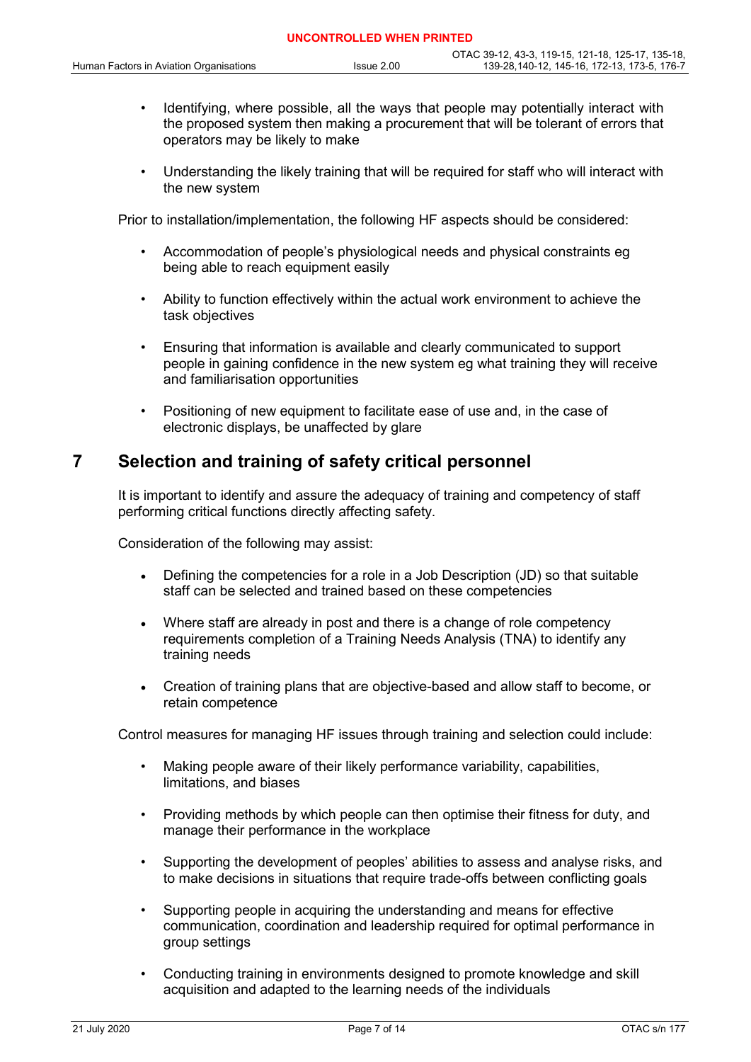- Identifying, where possible, all the ways that people may potentially interact with the proposed system then making a procurement that will be tolerant of errors that operators may be likely to make
- Understanding the likely training that will be required for staff who will interact with the new system

Prior to installation/implementation, the following HF aspects should be considered:

- Accommodation of people's physiological needs and physical constraints eg being able to reach equipment easily
- Ability to function effectively within the actual work environment to achieve the task objectives
- Ensuring that information is available and clearly communicated to support people in gaining confidence in the new system eg what training they will receive and familiarisation opportunities
- Positioning of new equipment to facilitate ease of use and, in the case of electronic displays, be unaffected by glare

# 7 Selection and training of safety critical personnel

It is important to identify and assure the adequacy of training and competency of staff performing critical functions directly affecting safety.

Consideration of the following may assist:

- Defining the competencies for a role in a Job Description (JD) so that suitable staff can be selected and trained based on these competencies
- Where staff are already in post and there is a change of role competency requirements completion of a Training Needs Analysis (TNA) to identify any training needs
- Creation of training plans that are objective-based and allow staff to become, or retain competence

Control measures for managing HF issues through training and selection could include:

- Making people aware of their likely performance variability, capabilities, limitations, and biases
- Providing methods by which people can then optimise their fitness for duty, and manage their performance in the workplace
- Supporting the development of peoples' abilities to assess and analyse risks, and to make decisions in situations that require trade-offs between conflicting goals
- Supporting people in acquiring the understanding and means for effective communication, coordination and leadership required for optimal performance in group settings
- Conducting training in environments designed to promote knowledge and skill acquisition and adapted to the learning needs of the individuals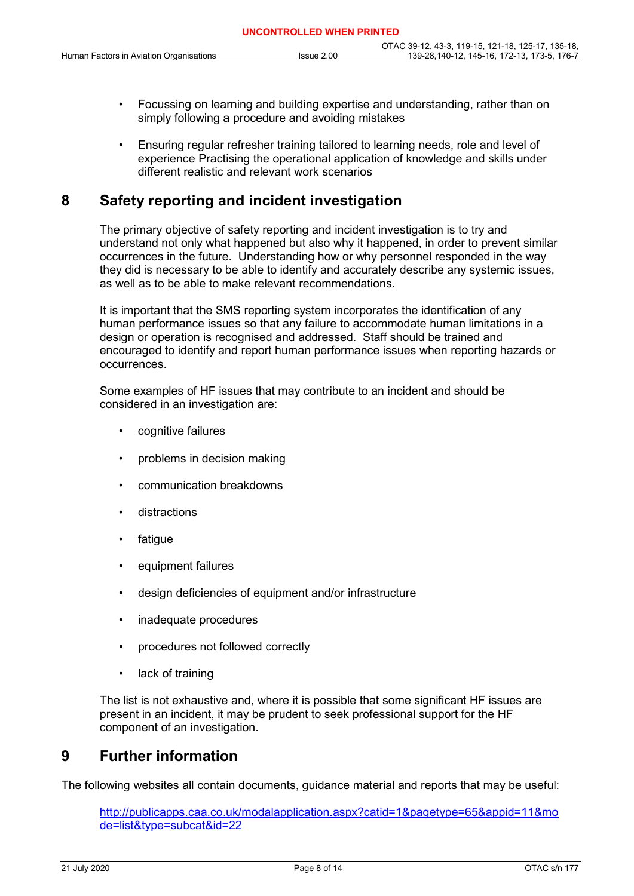- Focussing on learning and building expertise and understanding, rather than on simply following a procedure and avoiding mistakes
- Ensuring regular refresher training tailored to learning needs, role and level of experience Practising the operational application of knowledge and skills under different realistic and relevant work scenarios

## 8 Safety reporting and incident investigation

The primary objective of safety reporting and incident investigation is to try and understand not only what happened but also why it happened, in order to prevent similar occurrences in the future. Understanding how or why personnel responded in the way they did is necessary to be able to identify and accurately describe any systemic issues, as well as to be able to make relevant recommendations.

It is important that the SMS reporting system incorporates the identification of any human performance issues so that any failure to accommodate human limitations in a design or operation is recognised and addressed. Staff should be trained and encouraged to identify and report human performance issues when reporting hazards or occurrences.

Some examples of HF issues that may contribute to an incident and should be considered in an investigation are:

- cognitive failures
- problems in decision making
- communication breakdowns
- distractions
- fatigue
- equipment failures
- design deficiencies of equipment and/or infrastructure
- inadequate procedures
- procedures not followed correctly
- lack of training

The list is not exhaustive and, where it is possible that some significant HF issues are present in an incident, it may be prudent to seek professional support for the HF component of an investigation.

## 9 Further information

The following websites all contain documents, guidance material and reports that may be useful:

http://publicapps.caa.co.uk/modalapplication.aspx?catid=1&pagetype=65&appid=11&mode=list&type=subcat&id=22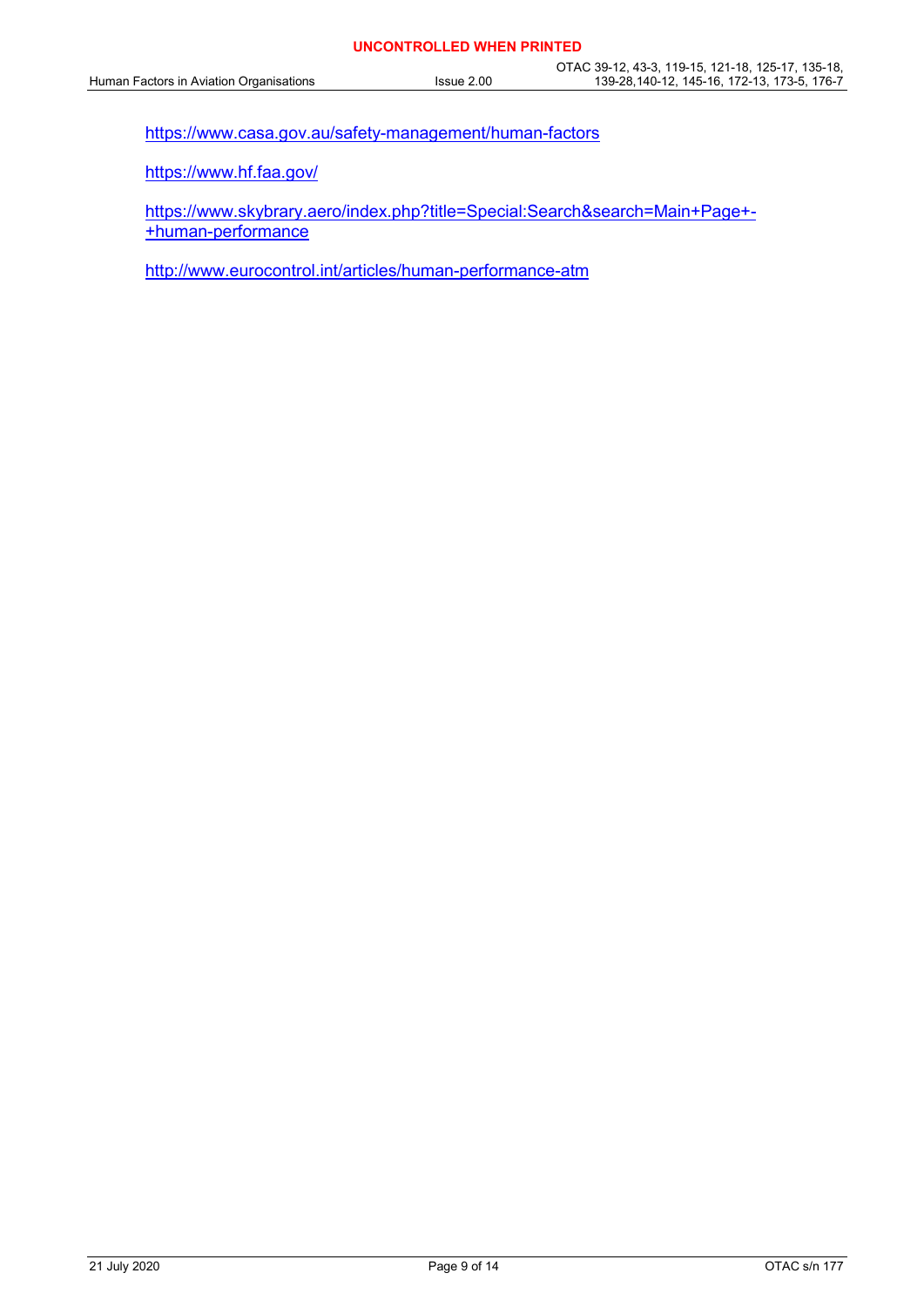https://www.casa.gov.au/safety-management/human-factors

https://www.hf.faa.gov/

https://www.skybrary.aero/index.php?title=Special:Search&search=Main+Page+-+human-performance

http://www.eurocontrol.int/articles/human-performance-atm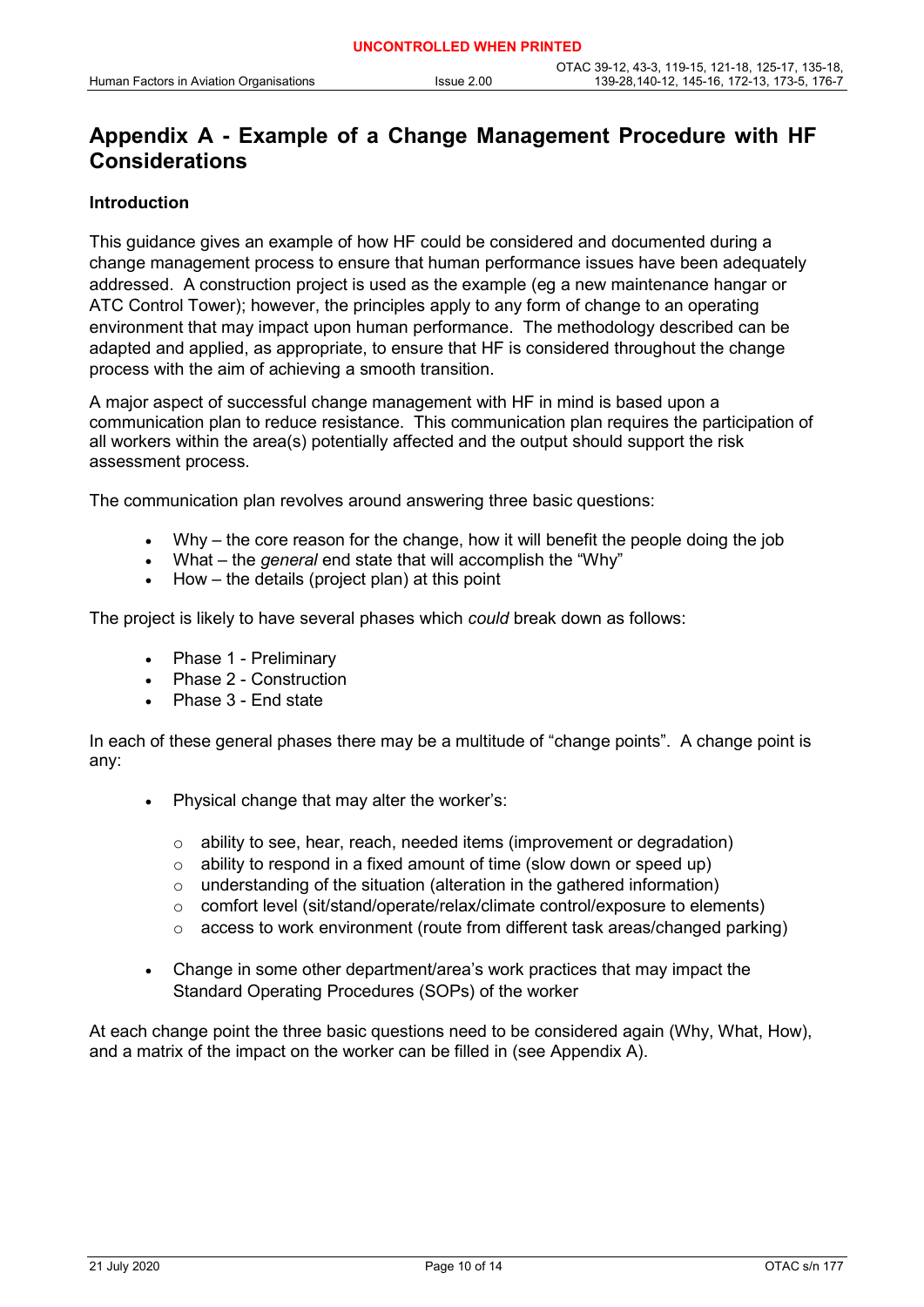# Appendix A - Example of a Change Management Procedure with HF Considerations

### Introduction

This guidance gives an example of how HF could be considered and documented during a change management process to ensure that human performance issues have been adequately addressed. A construction project is used as the example (eg a new maintenance hangar or ATC Control Tower); however, the principles apply to any form of change to an operating environment that may impact upon human performance. The methodology described can be adapted and applied, as appropriate, to ensure that HF is considered throughout the change process with the aim of achieving a smooth transition.

A major aspect of successful change management with HF in mind is based upon a communication plan to reduce resistance. This communication plan requires the participation of all workers within the area(s) potentially affected and the output should support the risk assessment process.

The communication plan revolves around answering three basic questions:

- Why – the core reason for the change, how it will benefit the people doing the job
- What – the *general* end state that will accomplish the "Why"
- How – the details (project plan) at this point

The project is likely to have several phases which *could* break down as follows:

- Phase 1 - Preliminary
- Phase 2 - Construction
- Phase 3 - End state

In each of these general phases there may be a multitude of "change points". A change point is any:

- Physical change that may alter the worker's:
  - ability to see, hear, reach, needed items (improvement or degradation)
  - ability to respond in a fixed amount of time (slow down or speed up)
  - understanding of the situation (alteration in the gathered information)
  - comfort level (sit/stand/operate/relax/climate control/exposure to elements)
  - access to work environment (route from different task areas/changed parking)
- Change in some other department/area's work practices that may impact the Standard Operating Procedures (SOPs) of the worker

At each change point the three basic questions need to be considered again (Why, What, How), and a matrix of the impact on the worker can be filled in (see Appendix A).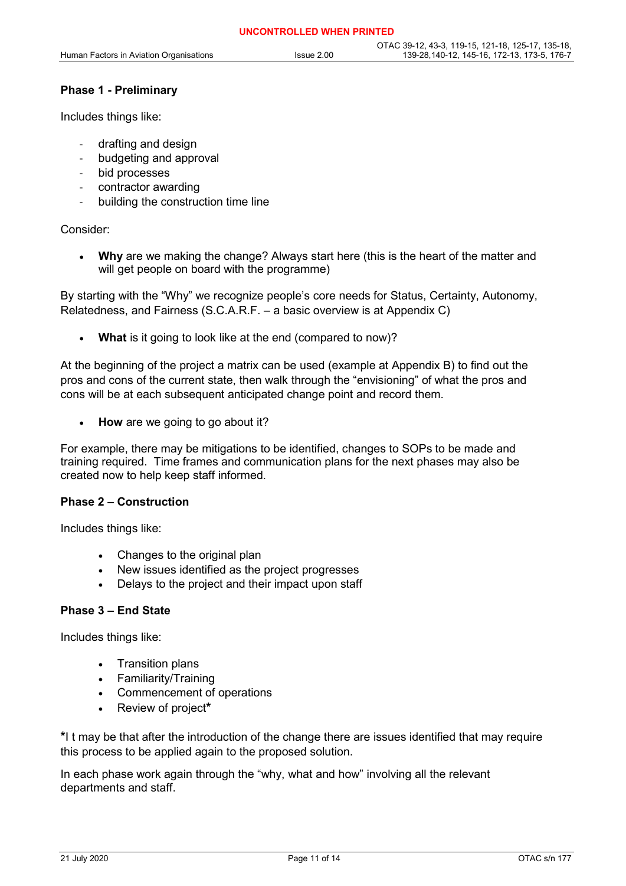**Phase 1 - Preliminary**

Includes things like:

- drafting and design
- budgeting and approval
- bid processes
- contractor awarding
- building the construction time line

Consider:

- **Why** are we making the change? Always start here (this is the heart of the matter and will get people on board with the programme)

By starting with the "Why" we recognize people's core needs for Status, Certainty, Autonomy, Relatedness, and Fairness (S.C.A.R.F. – a basic overview is at Appendix C)

- **What** is it going to look like at the end (compared to now)?

At the beginning of the project a matrix can be used (example at Appendix B) to find out the pros and cons of the current state, then walk through the "envisioning" of what the pros and cons will be at each subsequent anticipated change point and record them.

- **How** are we going to go about it?

For example, there may be mitigations to be identified, changes to SOPs to be made and training required. Time frames and communication plans for the next phases may also be created now to help keep staff informed.

**Phase 2 – Construction**

Includes things like:

- Changes to the original plan
- New issues identified as the project progresses
- Delays to the project and their impact upon staff

**Phase 3 – End State**

Includes things like:

- Transition plans
- Familiarity/Training
- Commencement of operations
- Review of project**\***

**\***I t may be that after the introduction of the change there are issues identified that may require this process to be applied again to the proposed solution.

In each phase work again through the "why, what and how" involving all the relevant departments and staff.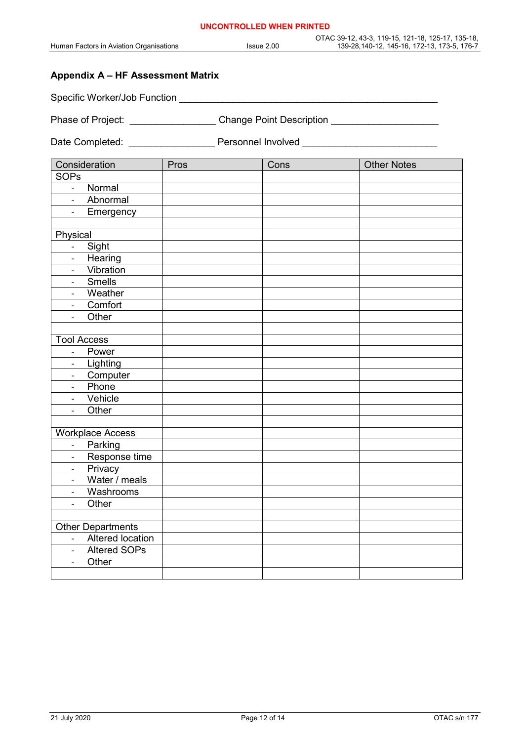## Appendix A – HF Assessment Matrix

Specific Worker/Job Function ______________________________________________

Phase of Project: _______________ Change Point Description ___________________

Date Completed: _______________ Personnel Involved _______________________

| Consideration | Pros | Cons | Other Notes |
|---|---|---|---|
| SOPs | | | |
| - Normal | | | |
| - Abnormal | | | |
| - Emergency | | | |
| | | | |
| Physical | | | |
| - Sight | | | |
| - Hearing | | | |
| - Vibration | | | |
| - Smells | | | |
| - Weather | | | |
| - Comfort | | | |
| - Other | | | |
| | | | |
| Tool Access | | | |
| - Power | | | |
| - Lighting | | | |
| - Computer | | | |
| - Phone | | | |
| - Vehicle | | | |
| - Other | | | |
| | | | |
| Workplace Access | | | |
| - Parking | | | |
| - Response time | | | |
| - Privacy | | | |
| - Water / meals | | | |
| - Washrooms | | | |
| - Other | | | |
| | | | |
| Other Departments | | | |
| - Altered location | | | |
| - Altered SOPs | | | |
| - Other | | | |
| | | | |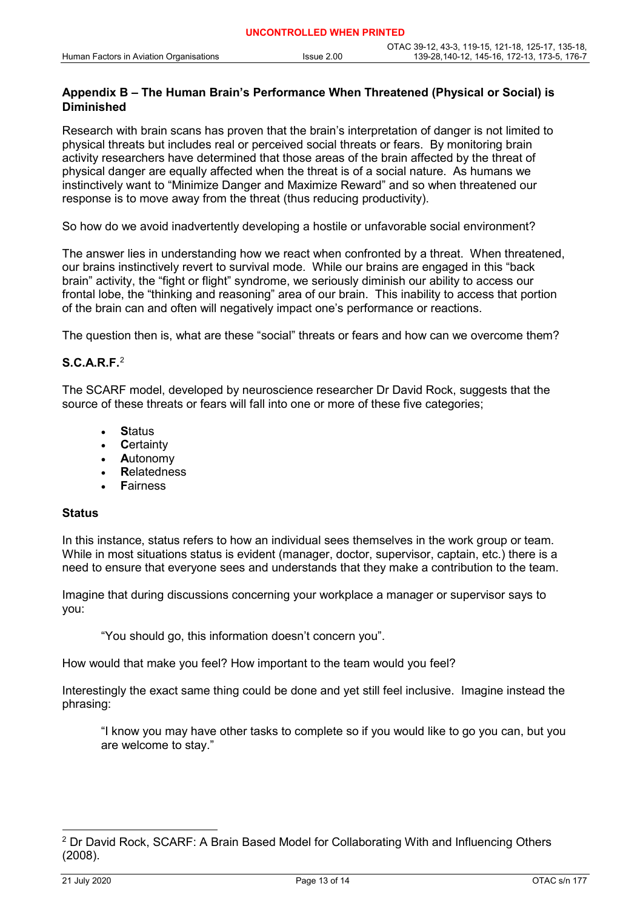## Appendix B – The Human Brain's Performance When Threatened (Physical or Social) is Diminished

Research with brain scans has proven that the brain's interpretation of danger is not limited to physical threats but includes real or perceived social threats or fears. By monitoring brain activity researchers have determined that those areas of the brain affected by the threat of physical danger are equally affected when the threat is of a social nature. As humans we instinctively want to "Minimize Danger and Maximize Reward" and so when threatened our response is to move away from the threat (thus reducing productivity).

So how do we avoid inadvertently developing a hostile or unfavorable social environment?

The answer lies in understanding how we react when confronted by a threat. When threatened, our brains instinctively revert to survival mode. While our brains are engaged in this "back brain" activity, the "fight or flight" syndrome, we seriously diminish our ability to access our frontal lobe, the "thinking and reasoning" area of our brain. This inability to access that portion of the brain can and often will negatively impact one's performance or reactions.

The question then is, what are these "social" threats or fears and how can we overcome them?

### S.C.A.R.F.[2]

The SCARF model, developed by neuroscience researcher Dr David Rock, suggests that the source of these threats or fears will fall into one or more of these five categories;

- **S**tatus
- **C**ertainty
- **A**utonomy
- **R**elatedness
- **F**airness

### Status

In this instance, status refers to how an individual sees themselves in the work group or team. While in most situations status is evident (manager, doctor, supervisor, captain, etc.) there is a need to ensure that everyone sees and understands that they make a contribution to the team.

Imagine that during discussions concerning your workplace a manager or supervisor says to you:

> "You should go, this information doesn't concern you".

How would that make you feel? How important to the team would you feel?

Interestingly the exact same thing could be done and yet still feel inclusive. Imagine instead the phrasing:

> "I know you may have other tasks to complete so if you would like to go you can, but you are welcome to stay."

---

[2] Dr David Rock, SCARF: A Brain Based Model for Collaborating With and Influencing Others (2008).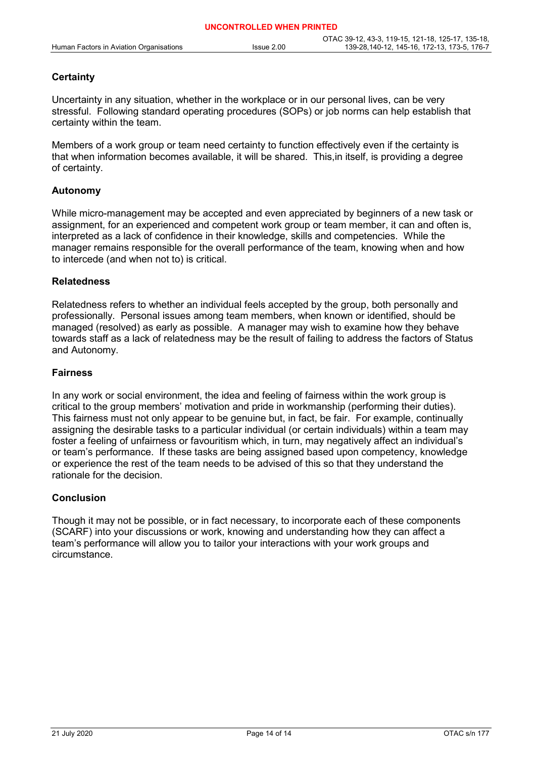**Certainty**

Uncertainty in any situation, whether in the workplace or in our personal lives, can be very stressful. Following standard operating procedures (SOPs) or job norms can help establish that certainty within the team.

Members of a work group or team need certainty to function effectively even if the certainty is that when information becomes available, it will be shared. This,in itself, is providing a degree of certainty.

**Autonomy**

While micro-management may be accepted and even appreciated by beginners of a new task or assignment, for an experienced and competent work group or team member, it can and often is, interpreted as a lack of confidence in their knowledge, skills and competencies. While the manager remains responsible for the overall performance of the team, knowing when and how to intercede (and when not to) is critical.

**Relatedness**

Relatedness refers to whether an individual feels accepted by the group, both personally and professionally. Personal issues among team members, when known or identified, should be managed (resolved) as early as possible. A manager may wish to examine how they behave towards staff as a lack of relatedness may be the result of failing to address the factors of Status and Autonomy.

**Fairness**

In any work or social environment, the idea and feeling of fairness within the work group is critical to the group members' motivation and pride in workmanship (performing their duties). This fairness must not only appear to be genuine but, in fact, be fair. For example, continually assigning the desirable tasks to a particular individual (or certain individuals) within a team may foster a feeling of unfairness or favouritism which, in turn, may negatively affect an individual's or team's performance. If these tasks are being assigned based upon competency, knowledge or experience the rest of the team needs to be advised of this so that they understand the rationale for the decision.

**Conclusion**

Though it may not be possible, or in fact necessary, to incorporate each of these components (SCARF) into your discussions or work, knowing and understanding how they can affect a team's performance will allow you to tailor your interactions with your work groups and circumstance.